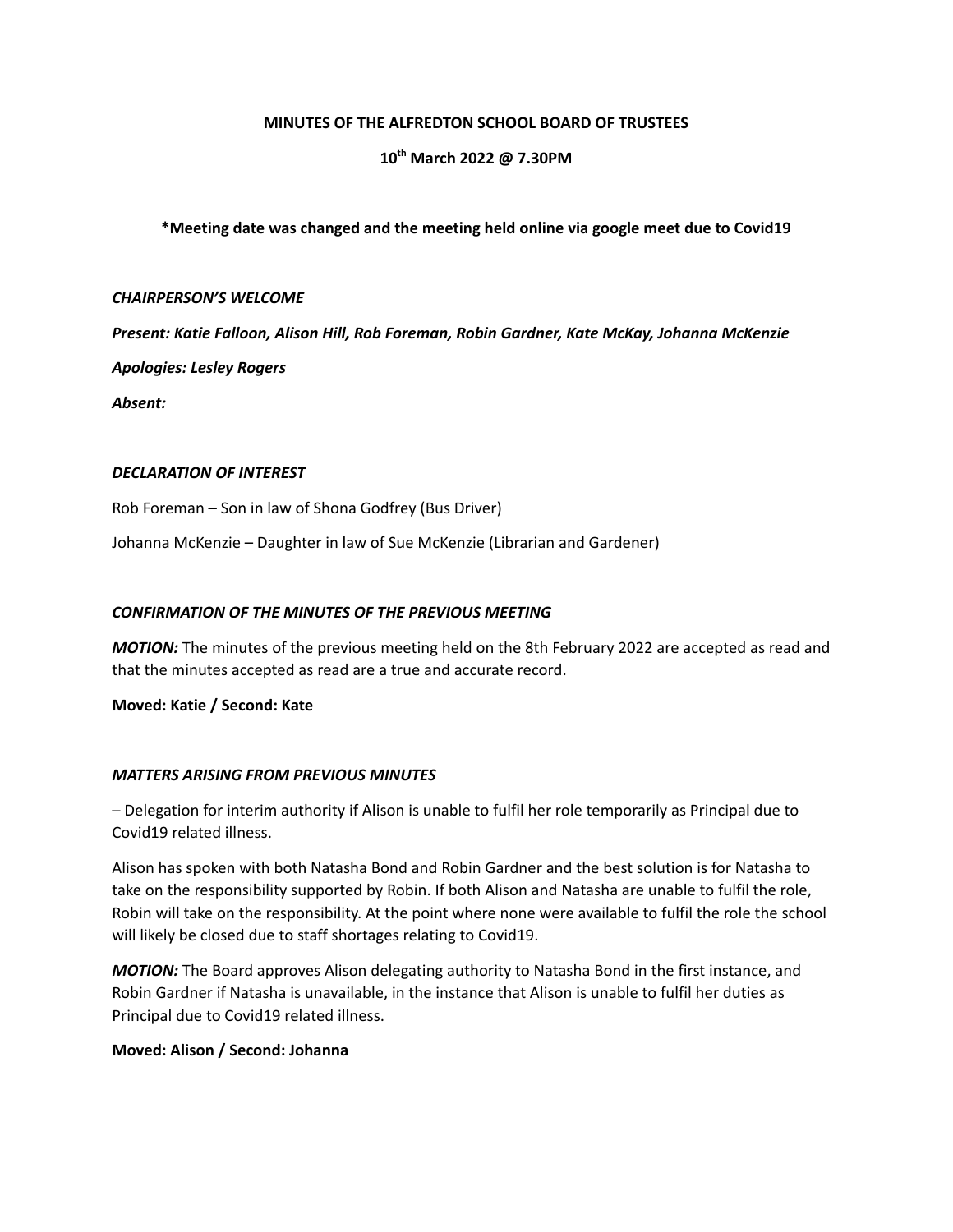**MINUTES OF THE ALFREDTON SCHOOL BOARD OF TRUSTEES**

**10th March 2022 @ 7.30PM**

**\*Meeting date was changed and the meeting held online via google meet due to Covid19**

***CHAIRPERSON'S WELCOME***

***Present: Katie Falloon, Alison Hill, Rob Foreman, Robin Gardner, Kate McKay, Johanna McKenzie***

***Apologies: Lesley Rogers***

***Absent:***

***DECLARATION OF INTEREST***

Rob Foreman – Son in law of Shona Godfrey (Bus Driver)

Johanna McKenzie – Daughter in law of Sue McKenzie (Librarian and Gardener)

***CONFIRMATION OF THE MINUTES OF THE PREVIOUS MEETING***

***MOTION:*** The minutes of the previous meeting held on the 8th February 2022 are accepted as read and that the minutes accepted as read are a true and accurate record.

**Moved: Katie / Second: Kate**

***MATTERS ARISING FROM PREVIOUS MINUTES***

– Delegation for interim authority if Alison is unable to fulfil her role temporarily as Principal due to Covid19 related illness.

Alison has spoken with both Natasha Bond and Robin Gardner and the best solution is for Natasha to take on the responsibility supported by Robin. If both Alison and Natasha are unable to fulfil the role, Robin will take on the responsibility. At the point where none were available to fulfil the role the school will likely be closed due to staff shortages relating to Covid19.

***MOTION:*** The Board approves Alison delegating authority to Natasha Bond in the first instance, and Robin Gardner if Natasha is unavailable, in the instance that Alison is unable to fulfil her duties as Principal due to Covid19 related illness.

**Moved: Alison / Second: Johanna**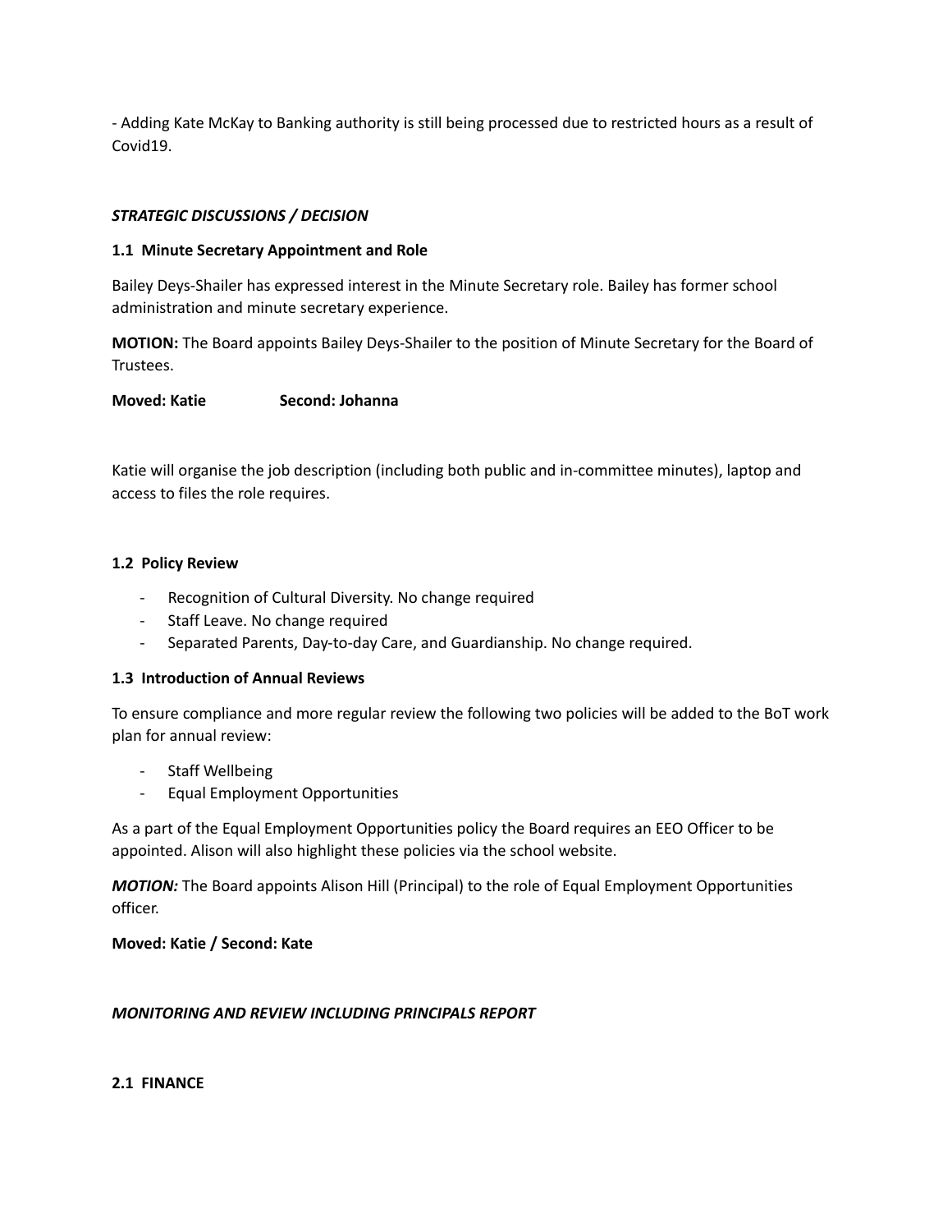- Adding Kate McKay to Banking authority is still being processed due to restricted hours as a result of Covid19.

***STRATEGIC DISCUSSIONS / DECISION***

**1.1 Minute Secretary Appointment and Role**

Bailey Deys-Shailer has expressed interest in the Minute Secretary role. Bailey has former school administration and minute secretary experience.

**MOTION:** The Board appoints Bailey Deys-Shailer to the position of Minute Secretary for the Board of Trustees.

**Moved: Katie Second: Johanna**

Katie will organise the job description (including both public and in-committee minutes), laptop and access to files the role requires.

**1.2 Policy Review**

- Recognition of Cultural Diversity. No change required
- Staff Leave. No change required
- Separated Parents, Day-to-day Care, and Guardianship. No change required.

**1.3 Introduction of Annual Reviews**

To ensure compliance and more regular review the following two policies will be added to the BoT work plan for annual review:

- Staff Wellbeing
- Equal Employment Opportunities

As a part of the Equal Employment Opportunities policy the Board requires an EEO Officer to be appointed. Alison will also highlight these policies via the school website.

***MOTION:*** The Board appoints Alison Hill (Principal) to the role of Equal Employment Opportunities officer.

**Moved: Katie / Second: Kate**

***MONITORING AND REVIEW INCLUDING PRINCIPALS REPORT***

**2.1 FINANCE**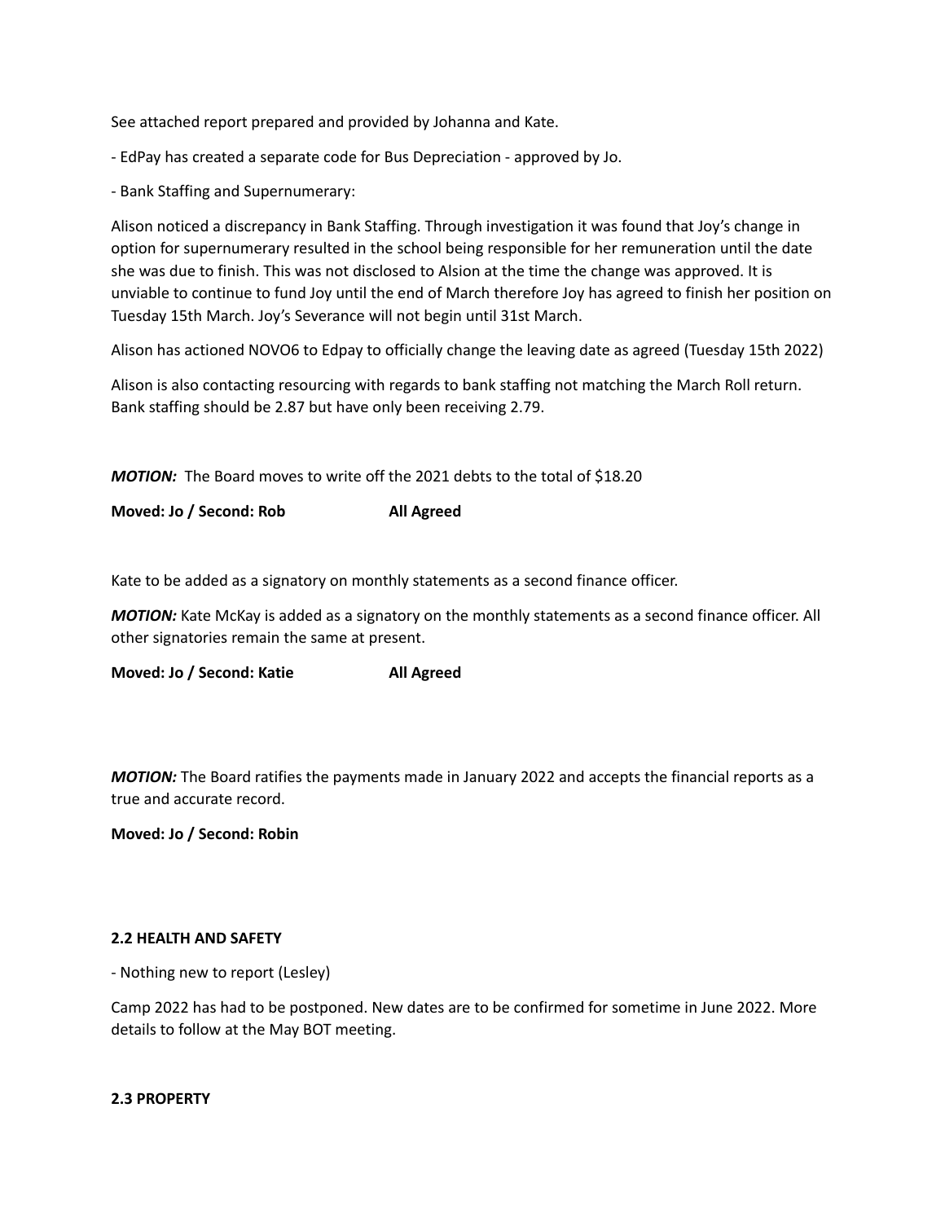See attached report prepared and provided by Johanna and Kate.

- EdPay has created a separate code for Bus Depreciation - approved by Jo.

- Bank Staffing and Supernumerary:

Alison noticed a discrepancy in Bank Staffing. Through investigation it was found that Joy's change in option for supernumerary resulted in the school being responsible for her remuneration until the date she was due to finish. This was not disclosed to Alsion at the time the change was approved. It is unviable to continue to fund Joy until the end of March therefore Joy has agreed to finish her position on Tuesday 15th March. Joy's Severance will not begin until 31st March.

Alison has actioned NOVO6 to Edpay to officially change the leaving date as agreed (Tuesday 15th 2022)

Alison is also contacting resourcing with regards to bank staffing not matching the March Roll return. Bank staffing should be 2.87 but have only been receiving 2.79.

***MOTION:*** The Board moves to write off the 2021 debts to the total of $18.20

**Moved: Jo / Second: Rob All Agreed**

Kate to be added as a signatory on monthly statements as a second finance officer.

***MOTION:*** Kate McKay is added as a signatory on the monthly statements as a second finance officer. All other signatories remain the same at present.

**Moved: Jo / Second: Katie All Agreed**

***MOTION:*** The Board ratifies the payments made in January 2022 and accepts the financial reports as a true and accurate record.

**Moved: Jo / Second: Robin**

**2.2 HEALTH AND SAFETY**

- Nothing new to report (Lesley)

Camp 2022 has had to be postponed. New dates are to be confirmed for sometime in June 2022. More details to follow at the May BOT meeting.

**2.3 PROPERTY**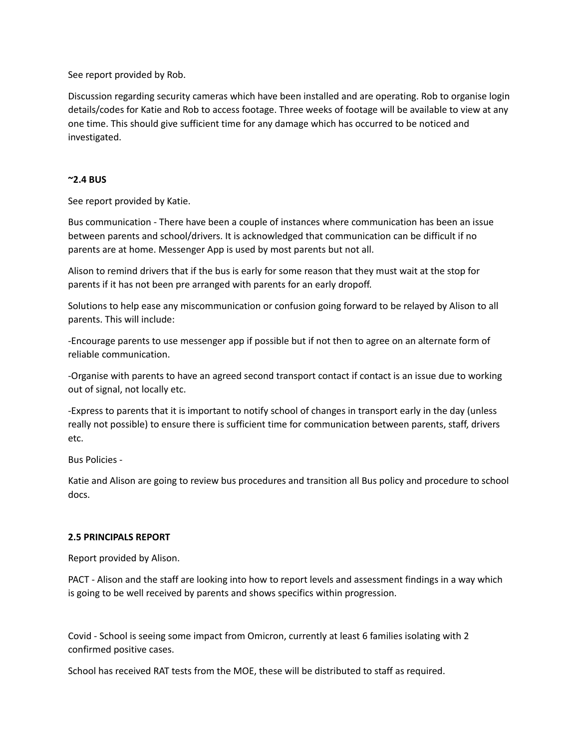See report provided by Rob.

Discussion regarding security cameras which have been installed and are operating. Rob to organise login details/codes for Katie and Rob to access footage. Three weeks of footage will be available to view at any one time. This should give sufficient time for any damage which has occurred to be noticed and investigated.

**~2.4 BUS**

See report provided by Katie.

Bus communication - There have been a couple of instances where communication has been an issue between parents and school/drivers. It is acknowledged that communication can be difficult if no parents are at home. Messenger App is used by most parents but not all.

Alison to remind drivers that if the bus is early for some reason that they must wait at the stop for parents if it has not been pre arranged with parents for an early dropoff.

Solutions to help ease any miscommunication or confusion going forward to be relayed by Alison to all parents. This will include:

-Encourage parents to use messenger app if possible but if not then to agree on an alternate form of reliable communication.

-Organise with parents to have an agreed second transport contact if contact is an issue due to working out of signal, not locally etc.

-Express to parents that it is important to notify school of changes in transport early in the day (unless really not possible) to ensure there is sufficient time for communication between parents, staff, drivers etc.

Bus Policies -

Katie and Alison are going to review bus procedures and transition all Bus policy and procedure to school docs.

**2.5 PRINCIPALS REPORT**

Report provided by Alison.

PACT - Alison and the staff are looking into how to report levels and assessment findings in a way which is going to be well received by parents and shows specifics within progression.

Covid - School is seeing some impact from Omicron, currently at least 6 families isolating with 2 confirmed positive cases.

School has received RAT tests from the MOE, these will be distributed to staff as required.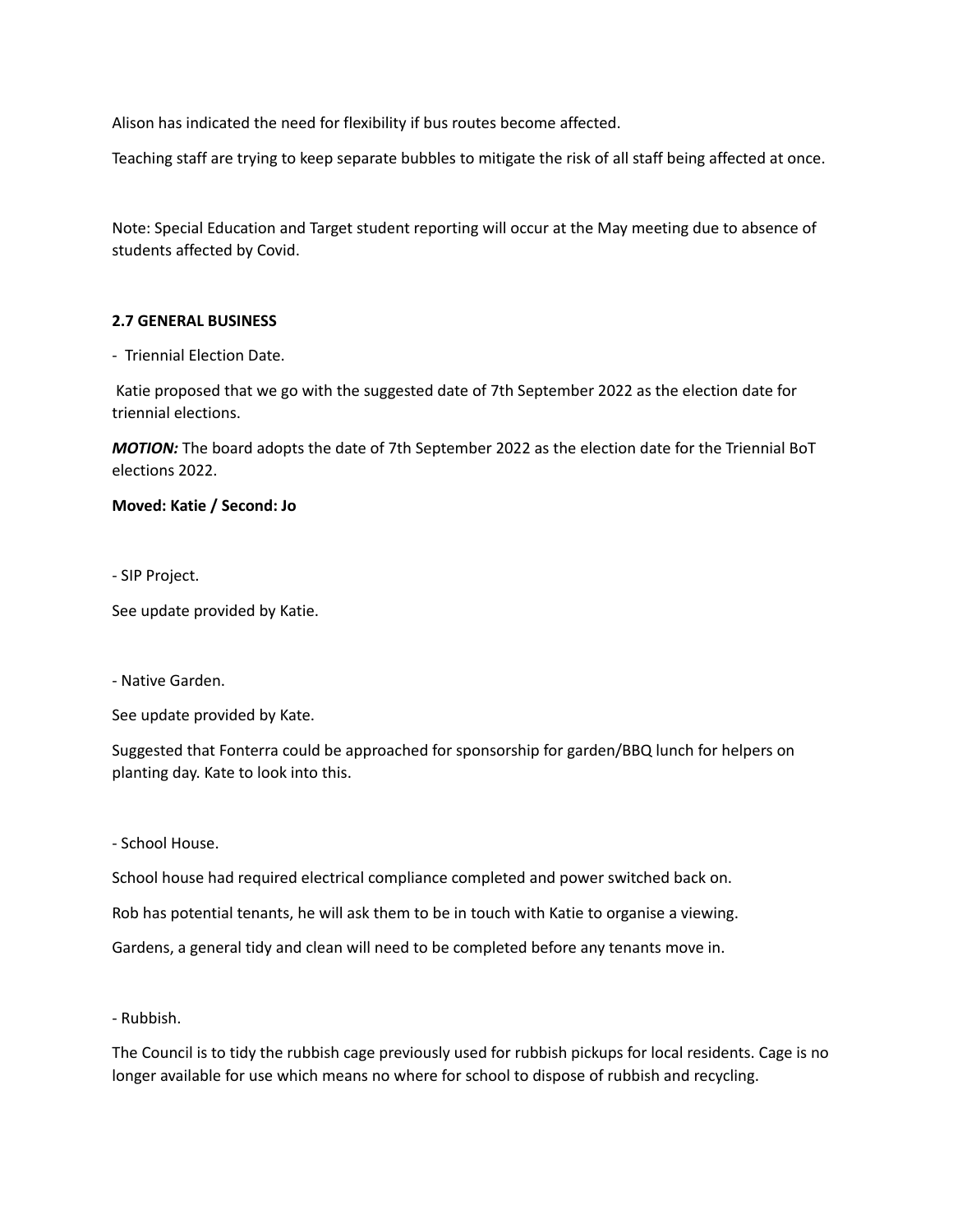Alison has indicated the need for flexibility if bus routes become affected.

Teaching staff are trying to keep separate bubbles to mitigate the risk of all staff being affected at once.

Note: Special Education and Target student reporting will occur at the May meeting due to absence of students affected by Covid.

**2.7 GENERAL BUSINESS**

- Triennial Election Date.

Katie proposed that we go with the suggested date of 7th September 2022 as the election date for triennial elections.

***MOTION:*** The board adopts the date of 7th September 2022 as the election date for the Triennial BoT elections 2022.

**Moved: Katie / Second: Jo**

- SIP Project.

See update provided by Katie.

- Native Garden.

See update provided by Kate.

Suggested that Fonterra could be approached for sponsorship for garden/BBQ lunch for helpers on planting day. Kate to look into this.

- School House.

School house had required electrical compliance completed and power switched back on.

Rob has potential tenants, he will ask them to be in touch with Katie to organise a viewing.

Gardens, a general tidy and clean will need to be completed before any tenants move in.

- Rubbish.

The Council is to tidy the rubbish cage previously used for rubbish pickups for local residents. Cage is no longer available for use which means no where for school to dispose of rubbish and recycling.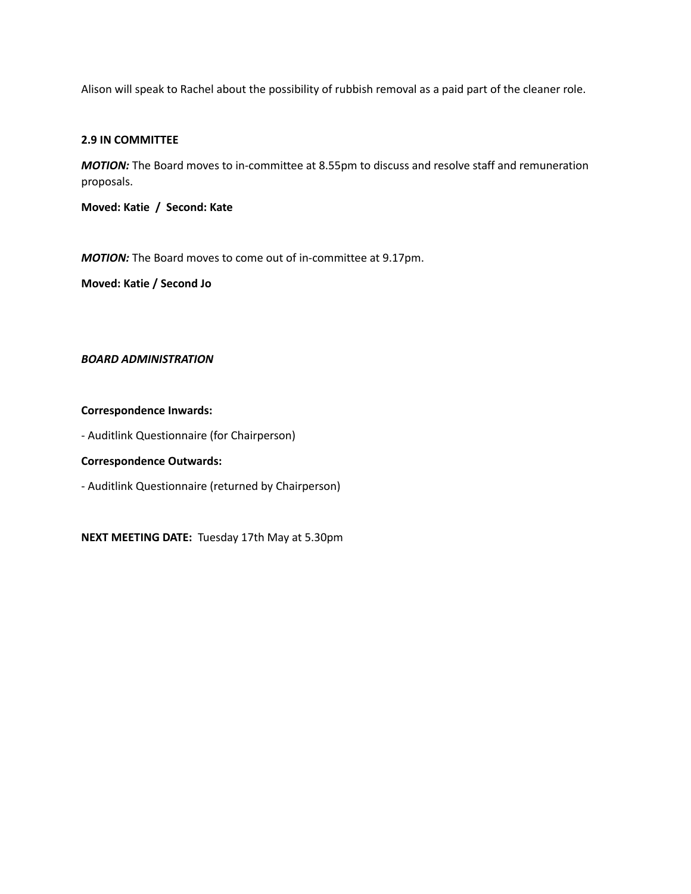Alison will speak to Rachel about the possibility of rubbish removal as a paid part of the cleaner role.

**2.9 IN COMMITTEE**

***MOTION:*** The Board moves to in-committee at 8.55pm to discuss and resolve staff and remuneration proposals.

**Moved: Katie / Second: Kate**

***MOTION:*** The Board moves to come out of in-committee at 9.17pm.

**Moved: Katie / Second Jo**

***BOARD ADMINISTRATION***

**Correspondence Inwards:**

- Auditlink Questionnaire (for Chairperson)

**Correspondence Outwards:**

- Auditlink Questionnaire (returned by Chairperson)

**NEXT MEETING DATE:** Tuesday 17th May at 5.30pm